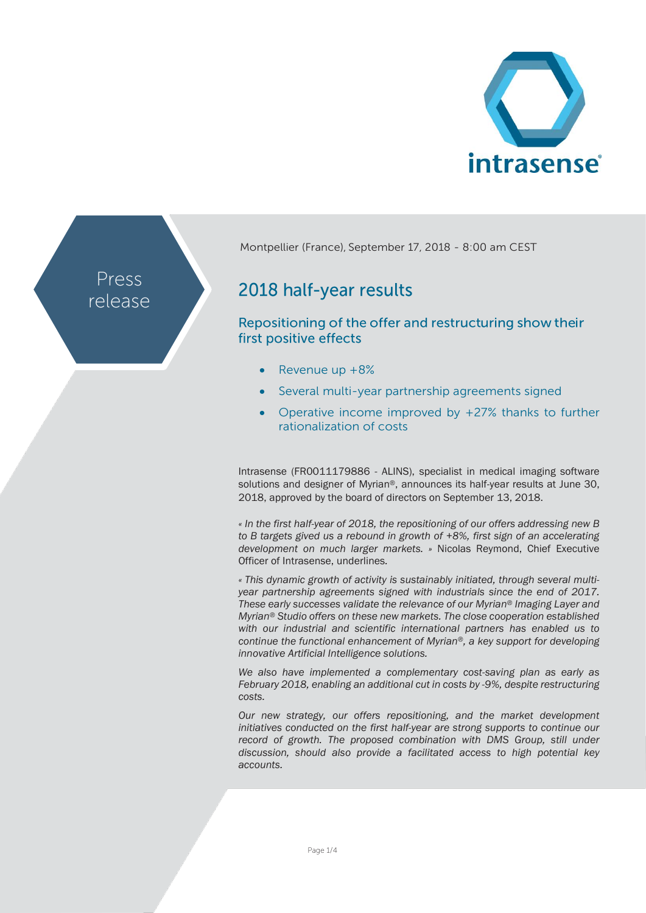Press release

Montpellier (France), September 17, 2018 - 8:00 am CEST

# 2018 half-year results

## Repositioning of the offer and restructuring show their first positive effects

- Revenue up +8%
- Several multi-year partnership agreements signed
- Operative income improved by +27% thanks to further rationalization of costs

Intrasense (FR0011179886 - ALINS), specialist in medical imaging software solutions and designer of Myrian®, announces its half-year results at June 30, 2018, approved by the board of directors on September 13, 2018.

*« In the first half-year of 2018, the repositioning of our offers addressing new B to B targets gived us a rebound in growth of +8%, first sign of an accelerating development on much larger markets. »* Nicolas Reymond, Chief Executive Officer of Intrasense, underlines.

*« This dynamic growth of activity is sustainably initiated, through several multi-year partnership agreements signed with industrials since the end of 2017. These early successes validate the relevance of our Myrian® Imaging Layer and Myrian® Studio offers on these new markets. The close cooperation established with our industrial and scientific international partners has enabled us to continue the functional enhancement of Myrian®, a key support for developing innovative Artificial Intelligence solutions.*

*We also have implemented a complementary cost-saving plan as early as February 2018, enabling an additional cut in costs by -9%, despite restructuring costs.*

*Our new strategy, our offers repositioning, and the market development initiatives conducted on the first half-year are strong supports to continue our record of growth. The proposed combination with DMS Group, still under discussion, should also provide a facilitated access to high potential key accounts.*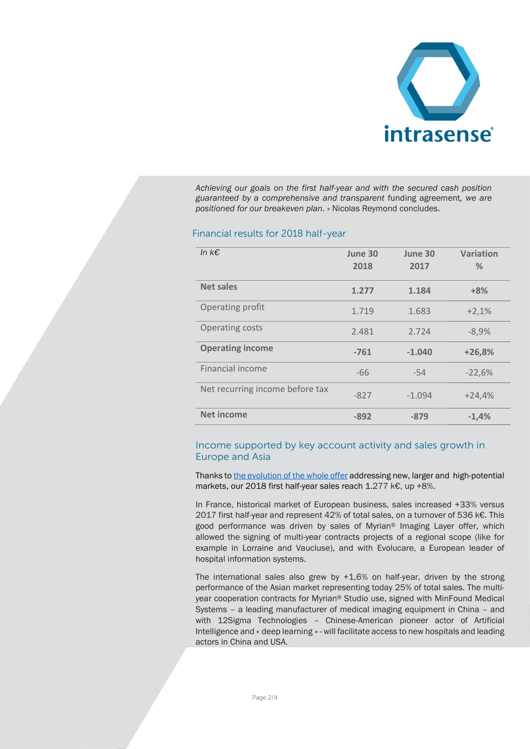*Achieving our goals on the first half-year and with the secured cash position guaranteed by a comprehensive and transparent* funding agreement*, we are positioned for our breakeven plan.* » Nicolas Reymond concludes.

## Financial results for 2018 half-year

| *In k€* | June 30 2018 | June 30 2017 | Variation % |
|---|---|---|---|
| **Net sales** | **1.277** | **1.184** | **+8%** |
| Operating profit | 1.719 | 1.683 | +2,1% |
| Operating costs | 2.481 | 2.724 | -8,9% |
| **Operating income** | **-761** | **-1.040** | **+26,8%** |
| Financial income | -66 | -54 | -22,6% |
| Net recurring income before tax | -827 | -1.094 | +24,4% |
| **Net income** | **-892** | **-879** | **-1,4%** |

## Income supported by key account activity and sales growth in Europe and Asia

Thanks to the evolution of the whole offer addressing new, larger and high-potential markets, our 2018 first half-year sales reach 1.277 k€, up +8%.

In France, historical market of European business, sales increased +33% versus 2017 first half-year and represent 42% of total sales, on a turnover of 536 k€. This good performance was driven by sales of Myrian® Imaging Layer offer, which allowed the signing of multi-year contracts projects of a regional scope (like for example in Lorraine and Vaucluse), and with Evolucare, a European leader of hospital information systems.

The international sales also grew by +1,6% on half-year, driven by the strong performance of the Asian market representing today 25% of total sales. The multi-year cooperation contracts for Myrian® Studio use, signed with MinFound Medical Systems – a leading manufacturer of medical imaging equipment in China – and with 12Sigma Technologies – Chinese-American pioneer actor of Artificial Intelligence and « deep learning » - will facilitate access to new hospitals and leading actors in China and USA.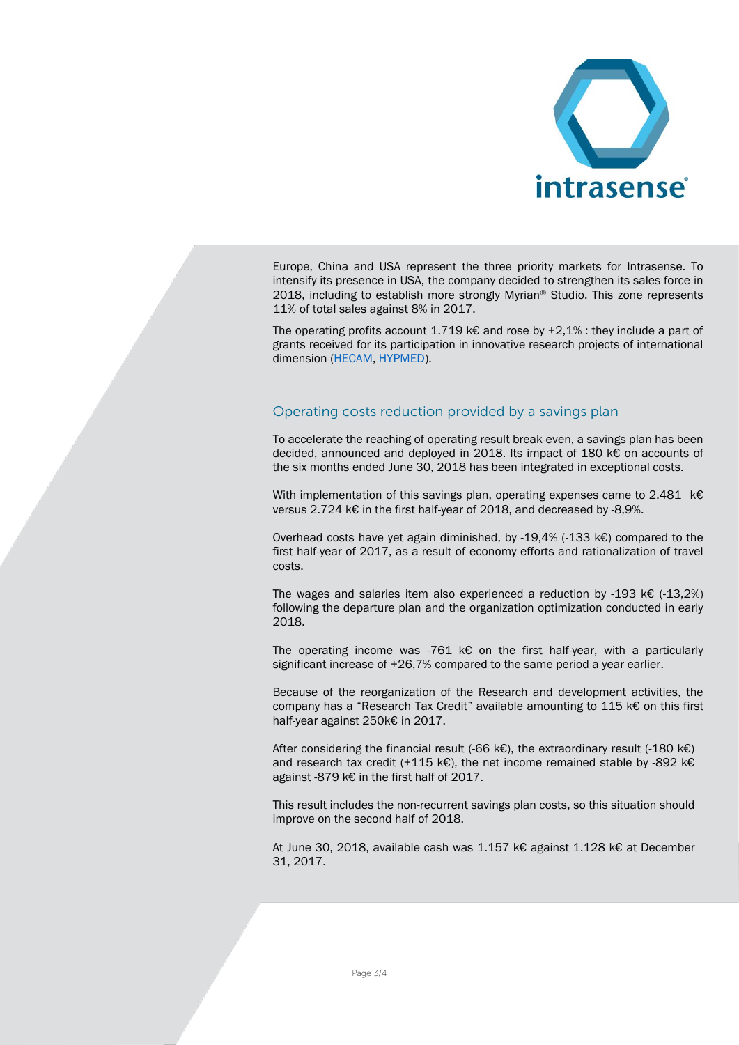Europe, China and USA represent the three priority markets for Intrasense. To intensify its presence in USA, the company decided to strengthen its sales force in 2018, including to establish more strongly Myrian® Studio. This zone represents 11% of total sales against 8% in 2017.

The operating profits account 1.719 k€ and rose by +2,1% : they include a part of grants received for its participation in innovative research projects of international dimension (HECAM, HYPMED).

## Operating costs reduction provided by a savings plan

To accelerate the reaching of operating result break-even, a savings plan has been decided, announced and deployed in 2018. Its impact of 180 k€ on accounts of the six months ended June 30, 2018 has been integrated in exceptional costs.

With implementation of this savings plan, operating expenses came to 2.481 k€ versus 2.724 k€ in the first half-year of 2018, and decreased by -8,9%.

Overhead costs have yet again diminished, by -19,4% (-133 k€) compared to the first half-year of 2017, as a result of economy efforts and rationalization of travel costs.

The wages and salaries item also experienced a reduction by -193 k€ (-13,2%) following the departure plan and the organization optimization conducted in early 2018.

The operating income was -761 k€ on the first half-year, with a particularly significant increase of +26,7% compared to the same period a year earlier.

Because of the reorganization of the Research and development activities, the company has a "Research Tax Credit" available amounting to 115 k€ on this first half-year against 250k€ in 2017.

After considering the financial result (-66 k€), the extraordinary result (-180 k€) and research tax credit (+115 k€), the net income remained stable by -892 k€ against -879 k€ in the first half of 2017.

This result includes the non-recurrent savings plan costs, so this situation should improve on the second half of 2018.

At June 30, 2018, available cash was 1.157 k€ against 1.128 k€ at December 31, 2017.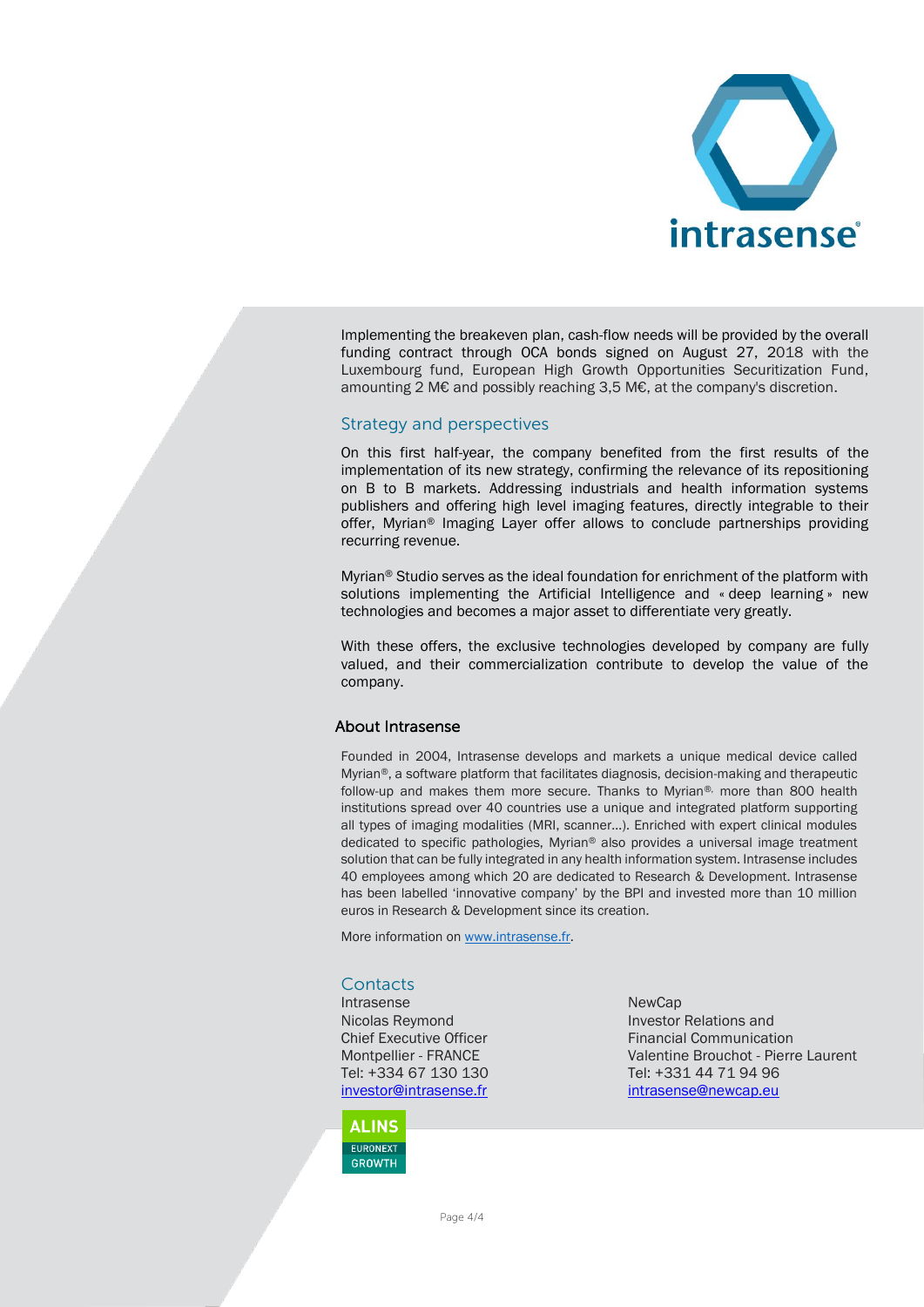Implementing the breakeven plan, cash-flow needs will be provided by the overall funding contract through OCA bonds signed on August 27, 2018 with the Luxembourg fund, European High Growth Opportunities Securitization Fund, amounting 2 M€ and possibly reaching 3,5 M€, at the company's discretion.

## Strategy and perspectives

On this first half-year, the company benefited from the first results of the implementation of its new strategy, confirming the relevance of its repositioning on B to B markets. Addressing industrials and health information systems publishers and offering high level imaging features, directly integrable to their offer, Myrian® Imaging Layer offer allows to conclude partnerships providing recurring revenue.

Myrian® Studio serves as the ideal foundation for enrichment of the platform with solutions implementing the Artificial Intelligence and « deep learning » new technologies and becomes a major asset to differentiate very greatly.

With these offers, the exclusive technologies developed by company are fully valued, and their commercialization contribute to develop the value of the company.

### About Intrasense

Founded in 2004, Intrasense develops and markets a unique medical device called Myrian®, a software platform that facilitates diagnosis, decision-making and therapeutic follow-up and makes them more secure. Thanks to Myrian®, more than 800 health institutions spread over 40 countries use a unique and integrated platform supporting all types of imaging modalities (MRI, scanner…). Enriched with expert clinical modules dedicated to specific pathologies, Myrian® also provides a universal image treatment solution that can be fully integrated in any health information system. Intrasense includes 40 employees among which 20 are dedicated to Research & Development. Intrasense has been labelled 'innovative company' by the BPI and invested more than 10 million euros in Research & Development since its creation.

More information on www.intrasense.fr.

## Contacts

Intrasense
Nicolas Reymond
Chief Executive Officer
Montpellier - FRANCE
Tel: +334 67 130 130
investor@intrasense.fr

NewCap
Investor Relations and
Financial Communication
Valentine Brouchot - Pierre Laurent
Tel: +331 44 71 94 96
intrasense@newcap.eu

ALINS
EURONEXT
GROWTH